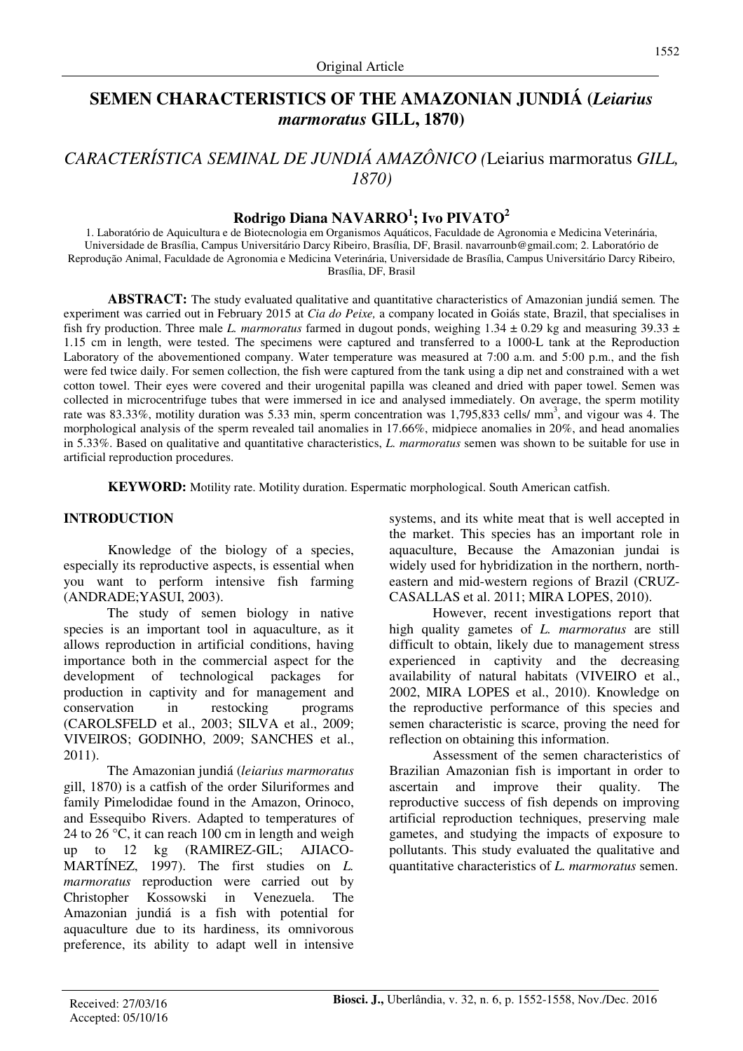Original Article

# SEMEN CHARACTERISTICS OF THE AMAZONIAN JUNDIÁ (*Leiarius marmoratus* GILL, 1870)

## *CARACTERÍSTICA SEMINAL DE JUNDIÁ AMAZÔNICO (*Leiarius marmoratus *GILL, 1870)*

### Rodrigo Diana NAVARRO[1]; Ivo PIVATO[2]

1. Laboratório de Aquicultura e de Biotecnologia em Organismos Aquáticos, Faculdade de Agronomia e Medicina Veterinária, Universidade de Brasília, Campus Universitário Darcy Ribeiro, Brasília, DF, Brasil. navarrounb@gmail.com; 2. Laboratório de Reprodução Animal, Faculdade de Agronomia e Medicina Veterinária, Universidade de Brasília, Campus Universitário Darcy Ribeiro, Brasília, DF, Brasil

**ABSTRACT:** The study evaluated qualitative and quantitative characteristics of Amazonian jundiá semen. The experiment was carried out in February 2015 at *Cia do Peixe,* a company located in Goiás state, Brazil, that specialises in fish fry production. Three male *L. marmoratus* farmed in dugout ponds, weighing 1.34 ± 0.29 kg and measuring 39.33 ± 1.15 cm in length, were tested. The specimens were captured and transferred to a 1000-L tank at the Reproduction Laboratory of the abovementioned company. Water temperature was measured at 7:00 a.m. and 5:00 p.m., and the fish were fed twice daily. For semen collection, the fish were captured from the tank using a dip net and constrained with a wet cotton towel. Their eyes were covered and their urogenital papilla was cleaned and dried with paper towel. Semen was collected in microcentrifuge tubes that were immersed in ice and analysed immediately. On average, the sperm motility rate was 83.33%, motility duration was 5.33 min, sperm concentration was 1,795,833 cells/ $mm^3$, and vigour was 4. The morphological analysis of the sperm revealed tail anomalies in 17.66%, midpiece anomalies in 20%, and head anomalies in 5.33%. Based on qualitative and quantitative characteristics, *L. marmoratus* semen was shown to be suitable for use in artificial reproduction procedures.

**KEYWORD:** Motility rate. Motility duration. Espermatic morphological. South American catfish.

## INTRODUCTION

Knowledge of the biology of a species, especially its reproductive aspects, is essential when you want to perform intensive fish farming (ANDRADE;YASUI, 2003).

The study of semen biology in native species is an important tool in aquaculture, as it allows reproduction in artificial conditions, having importance both in the commercial aspect for the development of technological packages for production in captivity and for management and conservation in restocking programs (CAROLSFELD et al., 2003; SILVA et al., 2009; VIVEIROS; GODINHO, 2009; SANCHES et al., 2011).

The Amazonian jundiá (*leiarius marmoratus* gill, 1870) is a catfish of the order Siluriformes and family Pimelodidae found in the Amazon, Orinoco, and Essequibo Rivers. Adapted to temperatures of 24 to 26 °C, it can reach 100 cm in length and weigh up to 12 kg (RAMIREZ-GIL; AJIACO-MARTÍNEZ, 1997). The first studies on *L. marmoratus* reproduction were carried out by Christopher Kossowski in Venezuela. The Amazonian jundiá is a fish with potential for aquaculture due to its hardiness, its omnivorous preference, its ability to adapt well in intensive systems, and its white meat that is well accepted in the market. This species has an important role in aquaculture, Because the Amazonian jundai is widely used for hybridization in the northern, north-eastern and mid-western regions of Brazil (CRUZ-CASALLAS et al. 2011; MIRA LOPES, 2010).

However, recent investigations report that high quality gametes of *L. marmoratus* are still difficult to obtain, likely due to management stress experienced in captivity and the decreasing availability of natural habitats (VIVEIRO et al., 2002, MIRA LOPES et al., 2010). Knowledge on the reproductive performance of this species and semen characteristic is scarce, proving the need for reflection on obtaining this information.

Assessment of the semen characteristics of Brazilian Amazonian fish is important in order to ascertain and improve their quality. The reproductive success of fish depends on improving artificial reproduction techniques, preserving male gametes, and studying the impacts of exposure to pollutants. This study evaluated the qualitative and quantitative characteristics of *L. marmoratus* semen.

Received: 27/03/16
Accepted: 05/10/16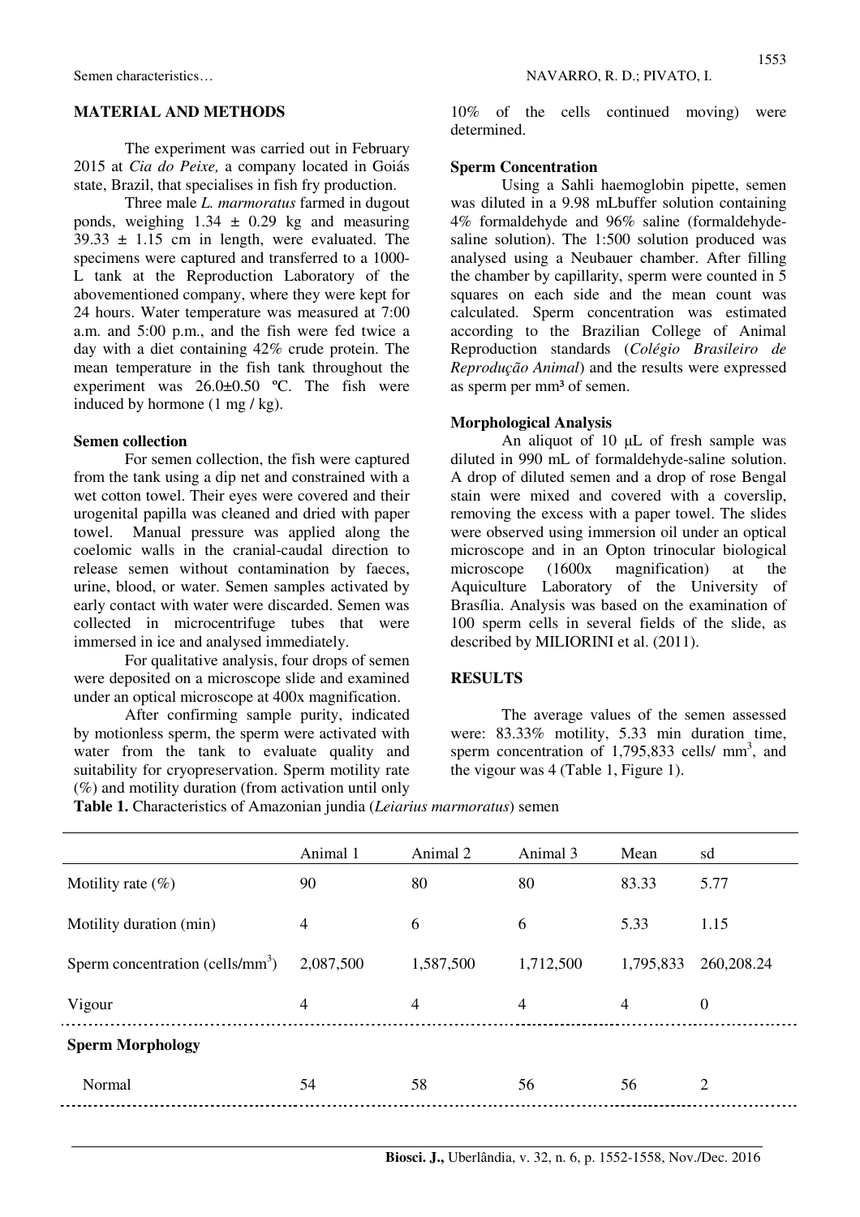## MATERIAL AND METHODS

The experiment was carried out in February 2015 at *Cia do Peixe,* a company located in Goiás state, Brazil, that specialises in fish fry production.

Three male *L. marmoratus* farmed in dugout ponds, weighing 1.34 ± 0.29 kg and measuring 39.33 ± 1.15 cm in length, were evaluated. The specimens were captured and transferred to a 1000-L tank at the Reproduction Laboratory of the abovementioned company, where they were kept for 24 hours. Water temperature was measured at 7:00 a.m. and 5:00 p.m., and the fish were fed twice a day with a diet containing 42% crude protein. The mean temperature in the fish tank throughout the experiment was 26.0±0.50 ºC. The fish were induced by hormone (1 mg / kg).

### Semen collection

For semen collection, the fish were captured from the tank using a dip net and constrained with a wet cotton towel. Their eyes were covered and their urogenital papilla was cleaned and dried with paper towel. Manual pressure was applied along the coelomic walls in the cranial-caudal direction to release semen without contamination by faeces, urine, blood, or water. Semen samples activated by early contact with water were discarded. Semen was collected in microcentrifuge tubes that were immersed in ice and analysed immediately.

For qualitative analysis, four drops of semen were deposited on a microscope slide and examined under an optical microscope at 400x magnification.

After confirming sample purity, indicated by motionless sperm, the sperm were activated with water from the tank to evaluate quality and suitability for cryopreservation. Sperm motility rate (%) and motility duration (from activation until only 10% of the cells continued moving) were determined.

### Sperm Concentration

Using a Sahli haemoglobin pipette, semen was diluted in a 9.98 mLbuffer solution containing 4% formaldehyde and 96% saline (formaldehyde-saline solution). The 1:500 solution produced was analysed using a Neubauer chamber. After filling the chamber by capillarity, sperm were counted in 5 squares on each side and the mean count was calculated. Sperm concentration was estimated according to the Brazilian College of Animal Reproduction standards (*Colégio Brasileiro de Reprodução Animal*) and the results were expressed as sperm per mm³ of semen.

### Morphological Analysis

An aliquot of 10 µL of fresh sample was diluted in 990 mL of formaldehyde-saline solution. A drop of diluted semen and a drop of rose Bengal stain were mixed and covered with a coverslip, removing the excess with a paper towel. The slides were observed using immersion oil under an optical microscope and in an Opton trinocular biological microscope (1600x magnification) at the Aquiculture Laboratory of the University of Brasília. Analysis was based on the examination of 100 sperm cells in several fields of the slide, as described by MILIORINI et al. (2011).

## RESULTS

The average values of the semen assessed were: 83.33% motility, 5.33 min duration time, sperm concentration of 1,795,833 cells/ mm$^3$, and the vigour was 4 (Table 1, Figure 1).

**Table 1.** Characteristics of Amazonian jundia (*Leiarius marmoratus*) semen

| | Animal 1 | Animal 2 | Animal 3 | Mean | sd |
|---|---|---|---|---|---|
| Motility rate (%) | 90 | 80 | 80 | 83.33 | 5.77 |
| Motility duration (min) | 4 | 6 | 6 | 5.33 | 1.15 |
| Sperm concentration (cells/mm$^3$) | 2,087,500 | 1,587,500 | 1,712,500 | 1,795,833 | 260,208.24 |
| Vigour | 4 | 4 | 4 | 4 | 0 |
| **Sperm Morphology** | | | | | |
| Normal | 54 | 58 | 56 | 56 | 2 |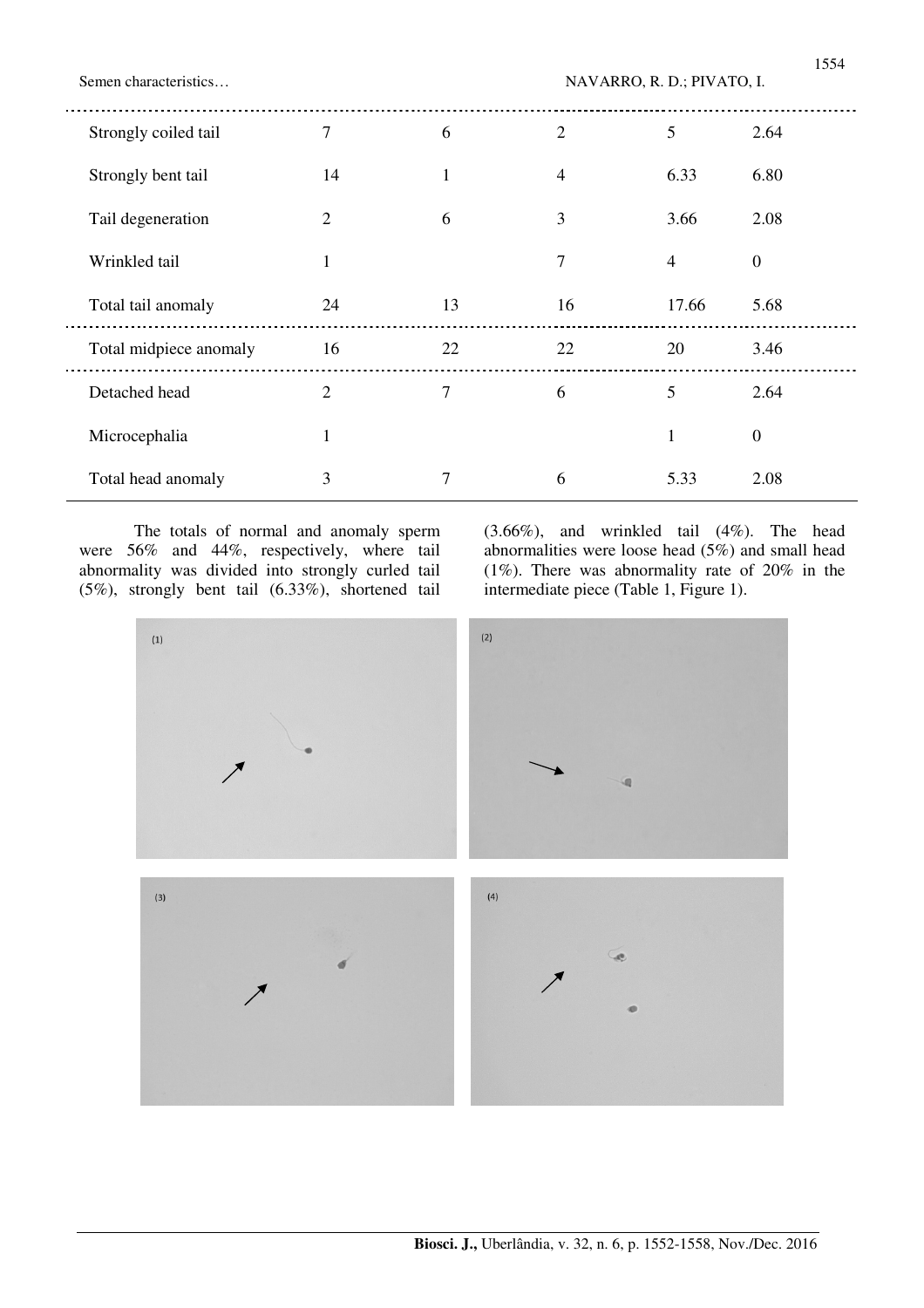| | | | | | |
|---|---|---|---|---|---|
| Strongly coiled tail | 7 | 6 | 2 | 5 | 2.64 |
| Strongly bent tail | 14 | 1 | 4 | 6.33 | 6.80 |
| Tail degeneration | 2 | 6 | 3 | 3.66 | 2.08 |
| Wrinkled tail | 1 | | 7 | 4 | 0 |
| Total tail anomaly | 24 | 13 | 16 | 17.66 | 5.68 |
| Total midpiece anomaly | 16 | 22 | 22 | 20 | 3.46 |
| Detached head | 2 | 7 | 6 | 5 | 2.64 |
| Microcephalia | 1 | | | 1 | 0 |
| Total head anomaly | 3 | 7 | 6 | 5.33 | 2.08 |

The totals of normal and anomaly sperm were 56% and 44%, respectively, where tail abnormality was divided into strongly curled tail (5%), strongly bent tail (6.33%), shortened tail (3.66%), and wrinkled tail (4%). The head abnormalities were loose head (5%) and small head (1%). There was abnormality rate of 20% in the intermediate piece (Table 1, Figure 1).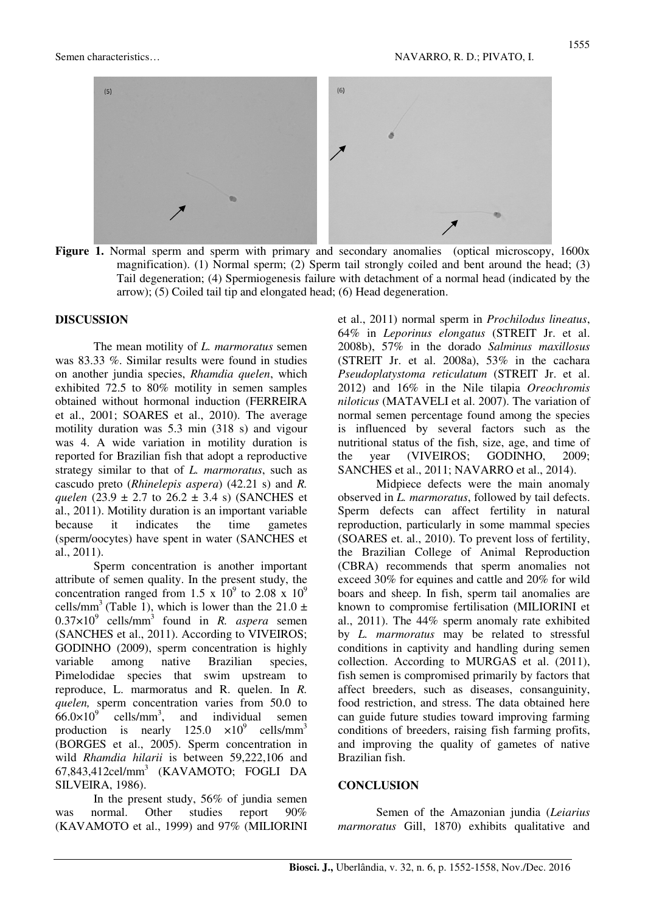**Figure 1.** Normal sperm and sperm with primary and secondary anomalies (optical microscopy, 1600x magnification). (1) Normal sperm; (2) Sperm tail strongly coiled and bent around the head; (3) Tail degeneration; (4) Spermiogenesis failure with detachment of a normal head (indicated by the arrow); (5) Coiled tail tip and elongated head; (6) Head degeneration.

## DISCUSSION

The mean motility of *L. marmoratus* semen was 83.33 %. Similar results were found in studies on another jundia species, *Rhamdia quelen*, which exhibited 72.5 to 80% motility in semen samples obtained without hormonal induction (FERREIRA et al., 2001; SOARES et al., 2010). The average motility duration was 5.3 min (318 s) and vigour was 4. A wide variation in motility duration is reported for Brazilian fish that adopt a reproductive strategy similar to that of *L. marmoratus*, such as cascudo preto (*Rhinelepis aspera*) (42.21 s) and *R. quelen* ($23.9 \pm 2.7$ to $26.2 \pm 3.4$ s) (SANCHES et al., 2011). Motility duration is an important variable because it indicates the time gametes (sperm/oocytes) have spent in water (SANCHES et al., 2011).

Sperm concentration is another important attribute of semen quality. In the present study, the concentration ranged from $1.5 \times 10^9$ to $2.08 \times 10^9$ cells/mm$^3$ (Table 1), which is lower than the $21.0 \pm 0.37 \times 10^9$ cells/mm$^3$ found in *R. aspera* semen (SANCHES et al., 2011). According to VIVEIROS; GODINHO (2009), sperm concentration is highly variable among native Brazilian species, Pimelodidae species that swim upstream to reproduce, L. marmoratus and R. quelen. In *R. quelen,* sperm concentration varies from 50.0 to $66.0 \times 10^9$ cells/mm$^3$, and individual semen production is nearly $125.0 \times 10^9$ cells/mm$^3$ (BORGES et al., 2005). Sperm concentration in wild *Rhamdia hilarii* is between 59,222,106 and 67,843,412cel/mm$^3$ (KAVAMOTO; FOGLI DA SILVEIRA, 1986).

In the present study, 56% of jundia semen was normal. Other studies report 90% (KAVAMOTO et al., 1999) and 97% (MILIORINI et al., 2011) normal sperm in *Prochilodus lineatus*, 64% in *Leporinus elongatus* (STREIT Jr. et al. 2008b), 57% in the dorado *Salminus maxillosus* (STREIT Jr. et al. 2008a), 53% in the cachara *Pseudoplatystoma reticulatum* (STREIT Jr. et al. 2012) and 16% in the Nile tilapia *Oreochromis niloticus* (MATAVELI et al. 2007). The variation of normal semen percentage found among the species is influenced by several factors such as the nutritional status of the fish, size, age, and time of the year (VIVEIROS; GODINHO, 2009; SANCHES et al., 2011; NAVARRO et al., 2014).

Midpiece defects were the main anomaly observed in *L. marmoratus*, followed by tail defects. Sperm defects can affect fertility in natural reproduction, particularly in some mammal species (SOARES et. al., 2010). To prevent loss of fertility, the Brazilian College of Animal Reproduction (CBRA) recommends that sperm anomalies not exceed 30% for equines and cattle and 20% for wild boars and sheep. In fish, sperm tail anomalies are known to compromise fertilisation (MILIORINI et al., 2011). The 44% sperm anomaly rate exhibited by *L. marmoratus* may be related to stressful conditions in captivity and handling during semen collection. According to MURGAS et al. (2011), fish semen is compromised primarily by factors that affect breeders, such as diseases, consanguinity, food restriction, and stress. The data obtained here can guide future studies toward improving farming conditions of breeders, raising fish farming profits, and improving the quality of gametes of native Brazilian fish.

## CONCLUSION

Semen of the Amazonian jundia (*Leiarius marmoratus* Gill, 1870) exhibits qualitative and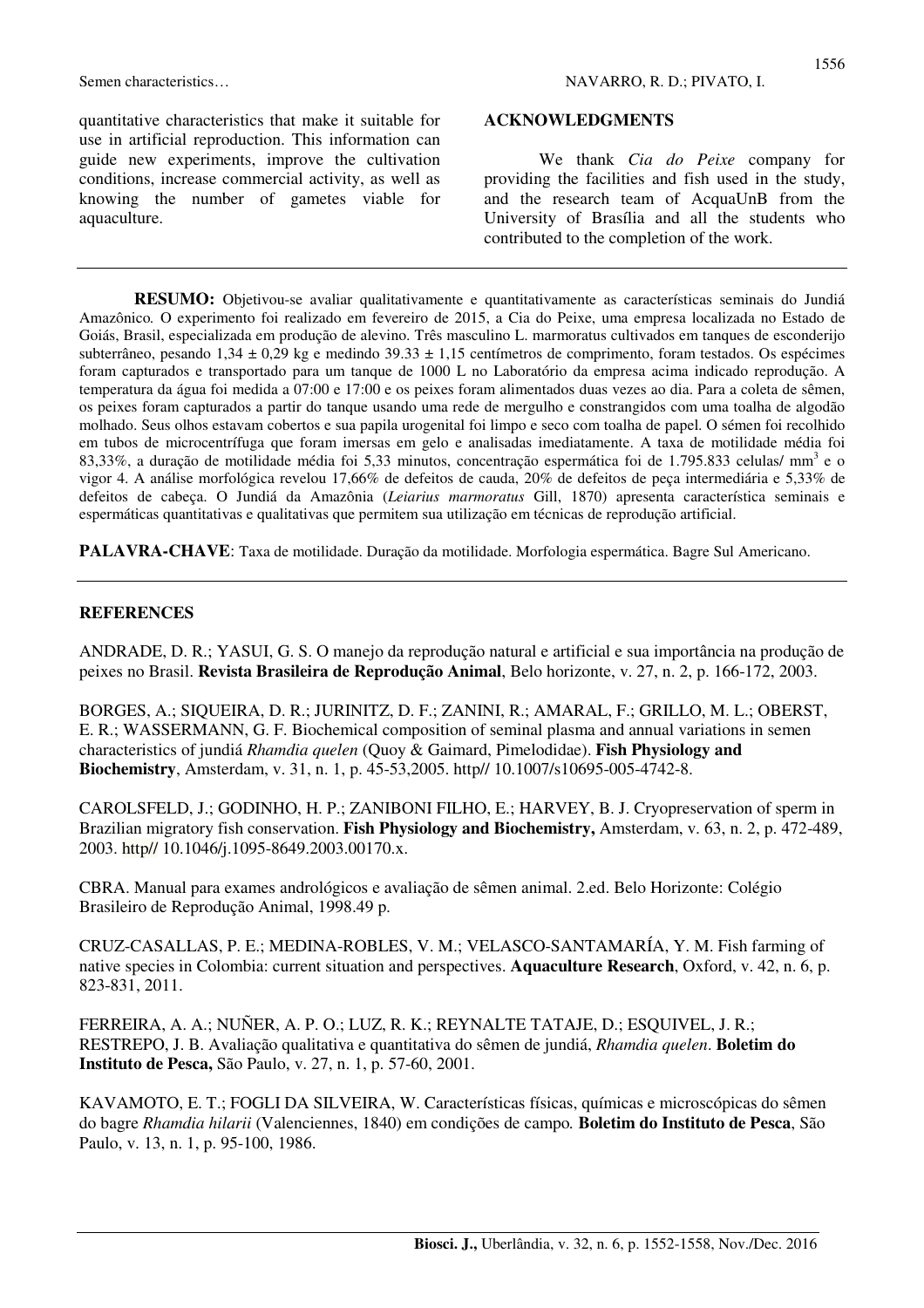quantitative characteristics that make it suitable for use in artificial reproduction. This information can guide new experiments, improve the cultivation conditions, increase commercial activity, as well as knowing the number of gametes viable for aquaculture.

## ACKNOWLEDGMENTS

We thank *Cia do Peixe* company for providing the facilities and fish used in the study, and the research team of AcquaUnB from the University of Brasília and all the students who contributed to the completion of the work.

---

**RESUMO:** Objetivou-se avaliar qualitativamente e quantitativamente as características seminais do Jundiá Amazônico. O experimento foi realizado em fevereiro de 2015, a Cia do Peixe, uma empresa localizada no Estado de Goiás, Brasil, especializada em produção de alevino. Três masculino L. marmoratus cultivados em tanques de esconderijo subterrâneo, pesando 1,34 ± 0,29 kg e medindo 39.33 ± 1,15 centímetros de comprimento, foram testados. Os espécimes foram capturados e transportado para um tanque de 1000 L no Laboratório da empresa acima indicado reprodução. A temperatura da água foi medida a 07:00 e 17:00 e os peixes foram alimentados duas vezes ao dia. Para a coleta de sêmen, os peixes foram capturados a partir do tanque usando uma rede de mergulho e constrangidos com uma toalha de algodão molhado. Seus olhos estavam cobertos e sua papila urogenital foi limpo e seco com toalha de papel. O sémen foi recolhido em tubos de microcentrífuga que foram imersas em gelo e analisadas imediatamente. A taxa de motilidade média foi 83,33%, a duração de motilidade média foi 5,33 minutos, concentração espermática foi de 1.795.833 celulas/ $mm^3$ e o vigor 4. A análise morfológica revelou 17,66% de defeitos de cauda, 20% de defeitos de peça intermediária e 5,33% de defeitos de cabeça. O Jundiá da Amazônia (*Leiarius marmoratus* Gill, 1870) apresenta característica seminais e espermáticas quantitativas e qualitativas que permitem sua utilização em técnicas de reprodução artificial.

**PALAVRA-CHAVE**: Taxa de motilidade. Duração da motilidade. Morfologia espermática. Bagre Sul Americano.

---

## REFERENCES

ANDRADE, D. R.; YASUI, G. S. O manejo da reprodução natural e artificial e sua importância na produção de peixes no Brasil. **Revista Brasileira de Reprodução Animal**, Belo horizonte, v. 27, n. 2, p. 166-172, 2003.

BORGES, A.; SIQUEIRA, D. R.; JURINITZ, D. F.; ZANINI, R.; AMARAL, F.; GRILLO, M. L.; OBERST, E. R.; WASSERMANN, G. F. Biochemical composition of seminal plasma and annual variations in semen characteristics of jundiá *Rhamdia quelen* (Quoy & Gaimard, Pimelodidae). **Fish Physiology and Biochemistry**, Amsterdam, v. 31, n. 1, p. 45-53,2005. http// 10.1007/s10695-005-4742-8.

CAROLSFELD, J.; GODINHO, H. P.; ZANIBONI FILHO, E.; HARVEY, B. J. Cryopreservation of sperm in Brazilian migratory fish conservation. **Fish Physiology and Biochemistry,** Amsterdam, v. 63, n. 2, p. 472-489, 2003. http// 10.1046/j.1095-8649.2003.00170.x.

CBRA. Manual para exames andrológicos e avaliação de sêmen animal. 2.ed. Belo Horizonte: Colégio Brasileiro de Reprodução Animal, 1998.49 p.

CRUZ-CASALLAS, P. E.; MEDINA-ROBLES, V. M.; VELASCO-SANTAMARÍA, Y. M. Fish farming of native species in Colombia: current situation and perspectives. **Aquaculture Research**, Oxford, v. 42, n. 6, p. 823-831, 2011.

FERREIRA, A. A.; NUÑER, A. P. O.; LUZ, R. K.; REYNALTE TATAJE, D.; ESQUIVEL, J. R.; RESTREPO, J. B. Avaliação qualitativa e quantitativa do sêmen de jundiá, *Rhamdia quelen*. **Boletim do Instituto de Pesca,** São Paulo, v. 27, n. 1, p. 57-60, 2001.

KAVAMOTO, E. T.; FOGLI DA SILVEIRA, W. Características físicas, químicas e microscópicas do sêmen do bagre *Rhamdia hilarii* (Valenciennes, 1840) em condições de campo*.* **Boletim do Instituto de Pesca**, São Paulo, v. 13, n. 1, p. 95-100, 1986.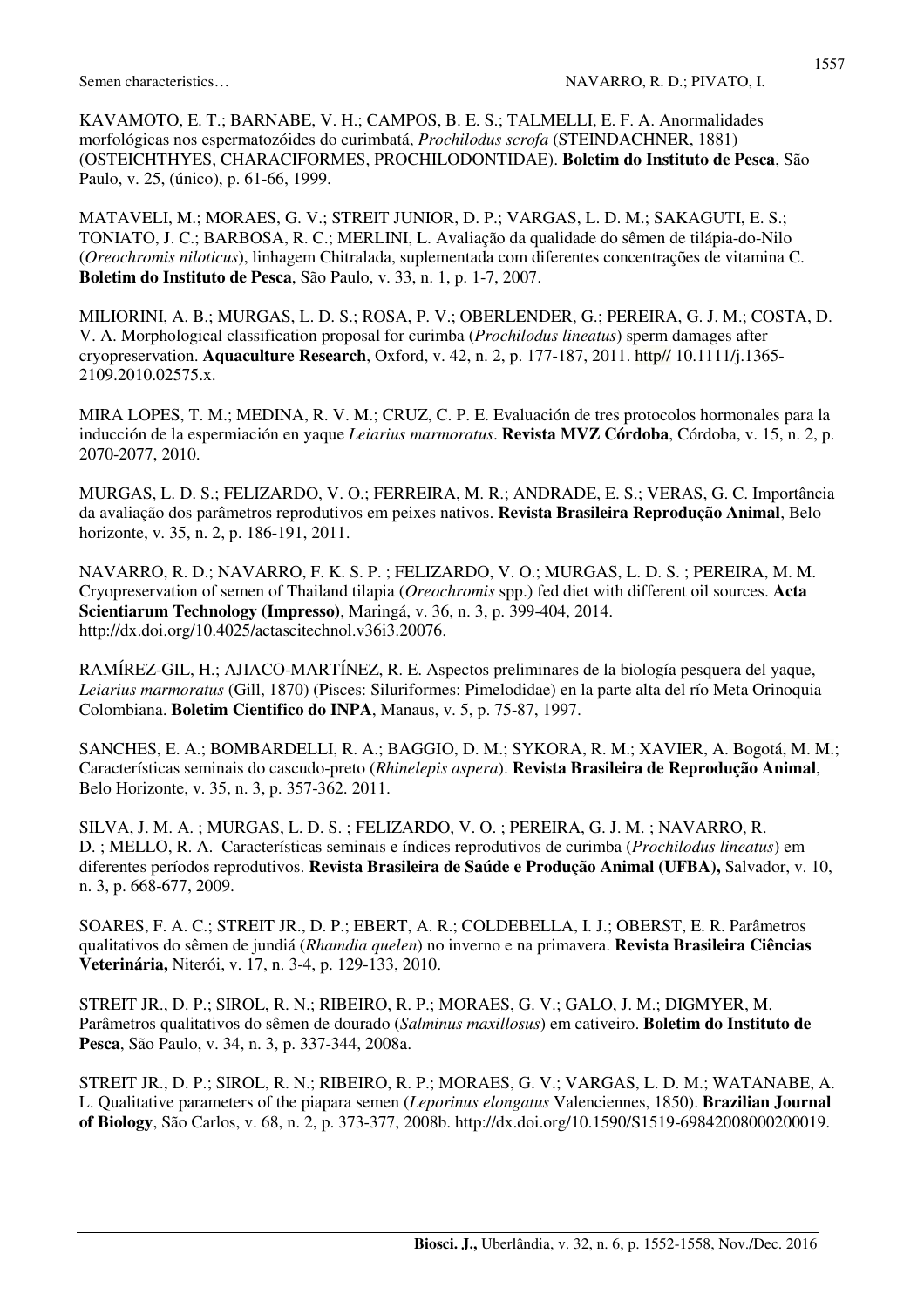KAVAMOTO, E. T.; BARNABE, V. H.; CAMPOS, B. E. S.; TALMELLI, E. F. A. Anormalidades morfológicas nos espermatozóides do curimbatá, *Prochilodus scrofa* (STEINDACHNER, 1881) (OSTEICHTHYES, CHARACIFORMES, PROCHILODONTIDAE). **Boletim do Instituto de Pesca**, São Paulo, v. 25, (único), p. 61-66, 1999.

MATAVELI, M.; MORAES, G. V.; STREIT JUNIOR, D. P.; VARGAS, L. D. M.; SAKAGUTI, E. S.; TONIATO, J. C.; BARBOSA, R. C.; MERLINI, L. Avaliação da qualidade do sêmen de tilápia-do-Nilo (*Oreochromis niloticus*), linhagem Chitralada, suplementada com diferentes concentrações de vitamina C. **Boletim do Instituto de Pesca**, São Paulo, v. 33, n. 1, p. 1-7, 2007.

MILIORINI, A. B.; MURGAS, L. D. S.; ROSA, P. V.; OBERLENDER, G.; PEREIRA, G. J. M.; COSTA, D. V. A. Morphological classification proposal for curimba (*Prochilodus lineatus*) sperm damages after cryopreservation. **Aquaculture Research**, Oxford, v. 42, n. 2, p. 177-187, 2011. http// 10.1111/j.1365-2109.2010.02575.x.

MIRA LOPES, T. M.; MEDINA, R. V. M.; CRUZ, C. P. E. Evaluación de tres protocolos hormonales para la inducción de la espermiación en yaque *Leiarius marmoratus*. **Revista MVZ Córdoba**, Córdoba, v. 15, n. 2, p. 2070-2077, 2010.

MURGAS, L. D. S.; FELIZARDO, V. O.; FERREIRA, M. R.; ANDRADE, E. S.; VERAS, G. C. Importância da avaliação dos parâmetros reprodutivos em peixes nativos. **Revista Brasileira Reprodução Animal**, Belo horizonte, v. 35, n. 2, p. 186-191, 2011.

NAVARRO, R. D.; NAVARRO, F. K. S. P. ; FELIZARDO, V. O.; MURGAS, L. D. S. ; PEREIRA, M. M. Cryopreservation of semen of Thailand tilapia (*Oreochromis* spp.) fed diet with different oil sources. **Acta Scientiarum Technology (Impresso)**, Maringá, v. 36, n. 3, p. 399-404, 2014. http://dx.doi.org/10.4025/actascitechnol.v36i3.20076.

RAMÍREZ-GIL, H.; AJIACO-MARTÍNEZ, R. E. Aspectos preliminares de la biología pesquera del yaque, *Leiarius marmoratus* (Gill, 1870) (Pisces: Siluriformes: Pimelodidae) en la parte alta del río Meta Orinoquia Colombiana. **Boletim Cientifico do INPA**, Manaus, v. 5, p. 75-87, 1997.

SANCHES, E. A.; BOMBARDELLI, R. A.; BAGGIO, D. M.; SYKORA, R. M.; XAVIER, A. Bogotá, M. M.; Características seminais do cascudo-preto (*Rhinelepis aspera*). **Revista Brasileira de Reprodução Animal**, Belo Horizonte, v. 35, n. 3, p. 357-362. 2011.

SILVA, J. M. A. ; MURGAS, L. D. S. ; FELIZARDO, V. O. ; PEREIRA, G. J. M. ; NAVARRO, R. D. ; MELLO, R. A. Características seminais e índices reprodutivos de curimba (*Prochilodus lineatus*) em diferentes períodos reprodutivos. **Revista Brasileira de Saúde e Produção Animal (UFBA),** Salvador, v. 10, n. 3, p. 668-677, 2009.

SOARES, F. A. C.; STREIT JR., D. P.; EBERT, A. R.; COLDEBELLA, I. J.; OBERST, E. R. Parâmetros qualitativos do sêmen de jundiá (*Rhamdia quelen*) no inverno e na primavera. **Revista Brasileira Ciências Veterinária,** Niterói, v. 17, n. 3-4, p. 129-133, 2010.

STREIT JR., D. P.; SIROL, R. N.; RIBEIRO, R. P.; MORAES, G. V.; GALO, J. M.; DIGMYER, M. Parâmetros qualitativos do sêmen de dourado (*Salminus maxillosus*) em cativeiro. **Boletim do Instituto de Pesca**, São Paulo, v. 34, n. 3, p. 337-344, 2008a.

STREIT JR., D. P.; SIROL, R. N.; RIBEIRO, R. P.; MORAES, G. V.; VARGAS, L. D. M.; WATANABE, A. L. Qualitative parameters of the piapara semen (*Leporinus elongatus* Valenciennes, 1850). **Brazilian Journal of Biology**, São Carlos, v. 68, n. 2, p. 373-377, 2008b. http://dx.doi.org/10.1590/S1519-69842008000200019.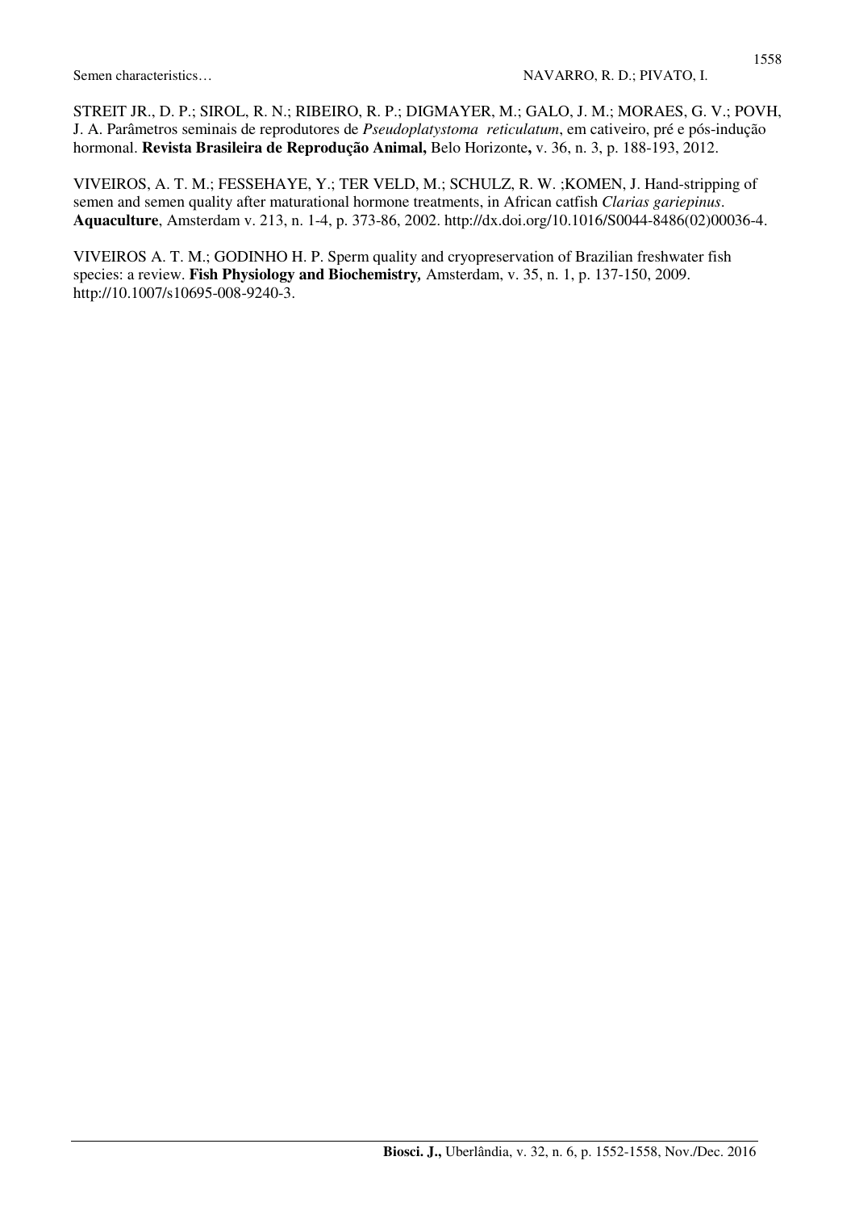STREIT JR., D. P.; SIROL, R. N.; RIBEIRO, R. P.; DIGMAYER, M.; GALO, J. M.; MORAES, G. V.; POVH, J. A. Parâmetros seminais de reprodutores de *Pseudoplatystoma reticulatum*, em cativeiro, pré e pós-indução hormonal. **Revista Brasileira de Reprodução Animal,** Belo Horizonte**,** v. 36, n. 3, p. 188-193, 2012.

VIVEIROS, A. T. M.; FESSEHAYE, Y.; TER VELD, M.; SCHULZ, R. W. ;KOMEN, J. Hand-stripping of semen and semen quality after maturational hormone treatments, in African catfish *Clarias gariepinus*. **Aquaculture**, Amsterdam v. 213, n. 1-4, p. 373-86, 2002. http://dx.doi.org/10.1016/S0044-8486(02)00036-4.

VIVEIROS A. T. M.; GODINHO H. P. Sperm quality and cryopreservation of Brazilian freshwater fish species: a review. **Fish Physiology and Biochemistry,** Amsterdam, v. 35, n. 1, p. 137-150, 2009. http://10.1007/s10695-008-9240-3.